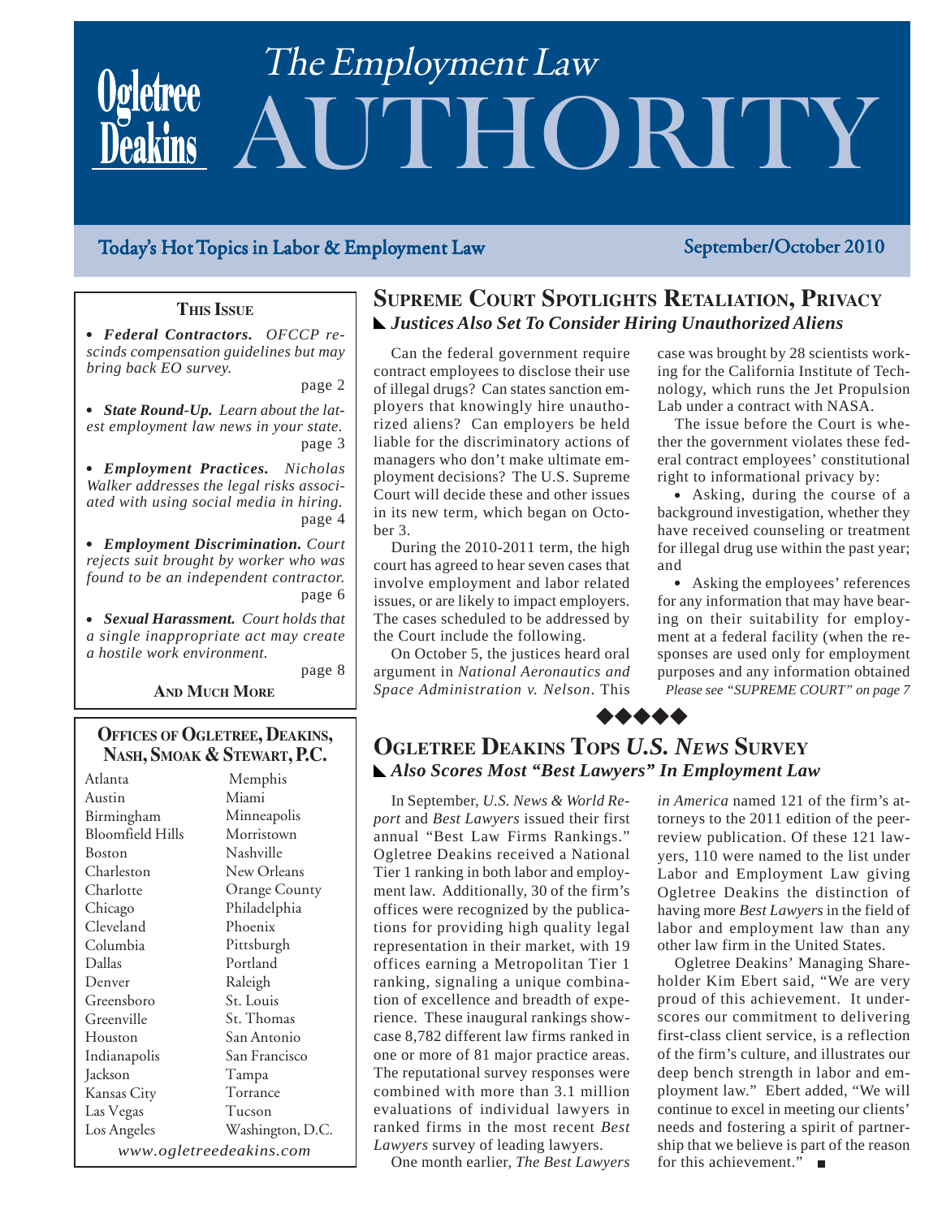# Ogletree Deakins — The Employment Law AUTHORITY

Today's Hot Topics in Labor & Employment Law

September/October 2010

**THIS ISSUE**

- ***Federal Contractors.*** *OFCCP rescinds compensation guidelines but may bring back EO survey.* page 2
- ***State Round-Up.*** *Learn about the latest employment law news in your state.* page 3
- ***Employment Practices.*** *Nicholas Walker addresses the legal risks associated with using social media in hiring.* page 4
- ***Employment Discrimination.*** *Court rejects suit brought by worker who was found to be an independent contractor.* page 6
- ***Sexual Harassment.*** *Court holds that a single inappropriate act may create a hostile work environment.* page 8

**AND MUCH MORE**

**OFFICES OF OGLETREE, DEAKINS, NASH, SMOAK & STEWART, P.C.**

| | |
|---|---|
| Atlanta | Memphis |
| Austin | Miami |
| Birmingham | Minneapolis |
| Bloomfield Hills | Morristown |
| Boston | Nashville |
| Charleston | New Orleans |
| Charlotte | Orange County |
| Chicago | Philadelphia |
| Cleveland | Phoenix |
| Columbia | Pittsburgh |
| Dallas | Portland |
| Denver | Raleigh |
| Greensboro | St. Louis |
| Greenville | St. Thomas |
| Houston | San Antonio |
| Indianapolis | San Francisco |
| Jackson | Tampa |
| Kansas City | Torrance |
| Las Vegas | Tucson |
| Los Angeles | Washington, D.C. |

*www.ogletreedeakins.com*

## SUPREME COURT SPOTLIGHTS RETALIATION, PRIVACY

### *Justices Also Set To Consider Hiring Unauthorized Aliens*

Can the federal government require contract employees to disclose their use of illegal drugs? Can states sanction employers that knowingly hire unauthorized aliens? Can employers be held liable for the discriminatory actions of managers who don't make ultimate employment decisions? The U.S. Supreme Court will decide these and other issues in its new term, which began on October 3.

During the 2010-2011 term, the high court has agreed to hear seven cases that involve employment and labor related issues, or are likely to impact employers. The cases scheduled to be addressed by the Court include the following.

On October 5, the justices heard oral argument in *National Aeronautics and Space Administration v. Nelson*. This case was brought by 28 scientists working for the California Institute of Technology, which runs the Jet Propulsion Lab under a contract with NASA.

The issue before the Court is whether the government violates these federal contract employees' constitutional right to informational privacy by:

- Asking, during the course of a background investigation, whether they have received counseling or treatment for illegal drug use within the past year; and
- Asking the employees' references for any information that may have bearing on their suitability for employment at a federal facility (when the responses are used only for employment purposes and any information obtained

*Please see "SUPREME COURT" on page 7*

◆◆◆◆◆

## OGLETREE DEAKINS TOPS *U.S. NEWS* SURVEY

### *Also Scores Most "Best Lawyers" In Employment Law*

In September, *U.S. News & World Report* and *Best Lawyers* issued their first annual "Best Law Firms Rankings." Ogletree Deakins received a National Tier 1 ranking in both labor and employment law. Additionally, 30 of the firm's offices were recognized by the publications for providing high quality legal representation in their market, with 19 offices earning a Metropolitan Tier 1 ranking, signaling a unique combination of excellence and breadth of experience. These inaugural rankings showcase 8,782 different law firms ranked in one or more of 81 major practice areas. The reputational survey responses were combined with more than 3.1 million evaluations of individual lawyers in ranked firms in the most recent *Best Lawyers* survey of leading lawyers.

One month earlier, *The Best Lawyers in America* named 121 of the firm's attorneys to the 2011 edition of the peer-review publication. Of these 121 lawyers, 110 were named to the list under Labor and Employment Law giving Ogletree Deakins the distinction of having more *Best Lawyers* in the field of labor and employment law than any other law firm in the United States.

Ogletree Deakins' Managing Shareholder Kim Ebert said, "We are very proud of this achievement. It underscores our commitment to delivering first-class client service, is a reflection of the firm's culture, and illustrates our deep bench strength in labor and employment law." Ebert added, "We will continue to excel in meeting our clients' needs and fostering a spirit of partnership that we believe is part of the reason for this achievement." ■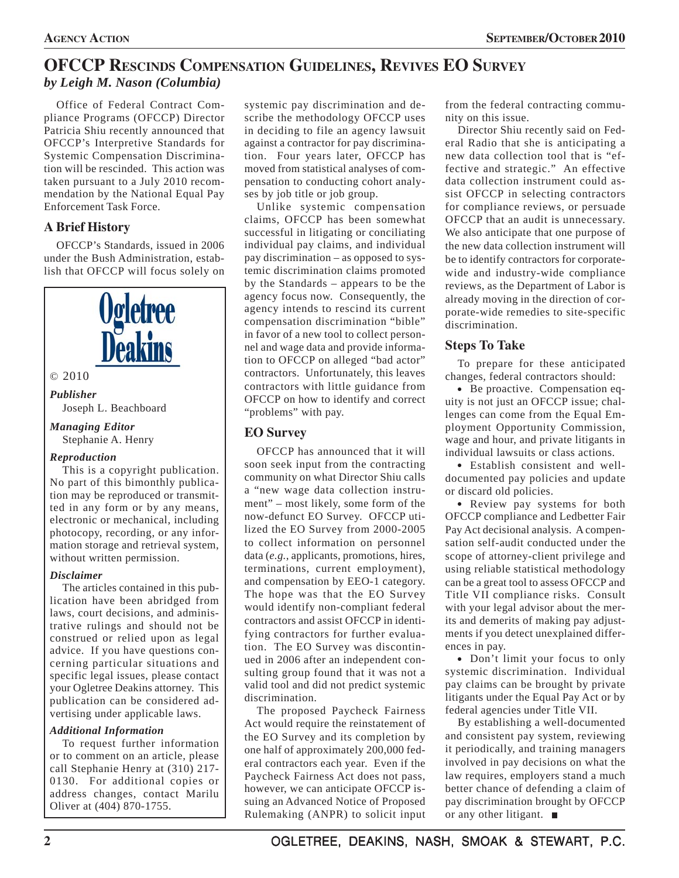# OFCCP Rescinds Compensation Guidelines, Revives EO Survey

*by Leigh M. Nason (Columbia)*

Office of Federal Contract Compliance Programs (OFCCP) Director Patricia Shiu recently announced that OFCCP's Interpretive Standards for Systemic Compensation Discrimination will be rescinded. This action was taken pursuant to a July 2010 recommendation by the National Equal Pay Enforcement Task Force.

## A Brief History

OFCCP's Standards, issued in 2006 under the Bush Administration, establish that OFCCP will focus solely on systemic pay discrimination and describe the methodology OFCCP uses in deciding to file an agency lawsuit against a contractor for pay discrimination. Four years later, OFCCP has moved from statistical analyses of compensation to conducting cohort analyses by job title or job group.

Unlike systemic compensation claims, OFCCP has been somewhat successful in litigating or conciliating individual pay claims, and individual pay discrimination – as opposed to systemic discrimination claims promoted by the Standards – appears to be the agency focus now. Consequently, the agency intends to rescind its current compensation discrimination "bible" in favor of a new tool to collect personnel and wage data and provide information to OFCCP on alleged "bad actor" contractors. Unfortunately, this leaves contractors with little guidance from OFCCP on how to identify and correct "problems" with pay.

## EO Survey

OFCCP has announced that it will soon seek input from the contracting community on what Director Shiu calls a "new wage data collection instrument" – most likely, some form of the now-defunct EO Survey. OFCCP utilized the EO Survey from 2000-2005 to collect information on personnel data (*e.g.*, applicants, promotions, hires, terminations, current employment), and compensation by EEO-1 category. The hope was that the EO Survey would identify non-compliant federal contractors and assist OFCCP in identifying contractors for further evaluation. The EO Survey was discontinued in 2006 after an independent consulting group found that it was not a valid tool and did not predict systemic discrimination.

The proposed Paycheck Fairness Act would require the reinstatement of the EO Survey and its completion by one half of approximately 200,000 federal contractors each year. Even if the Paycheck Fairness Act does not pass, however, we can anticipate OFCCP issuing an Advanced Notice of Proposed Rulemaking (ANPR) to solicit input from the federal contracting community on this issue.

Director Shiu recently said on Federal Radio that she is anticipating a new data collection tool that is "effective and strategic." An effective data collection instrument could assist OFCCP in selecting contractors for compliance reviews, or persuade OFCCP that an audit is unnecessary. We also anticipate that one purpose of the new data collection instrument will be to identify contractors for corporate-wide and industry-wide compliance reviews, as the Department of Labor is already moving in the direction of corporate-wide remedies to site-specific discrimination.

## Steps To Take

To prepare for these anticipated changes, federal contractors should:

- Be proactive. Compensation equity is not just an OFCCP issue; challenges can come from the Equal Employment Opportunity Commission, wage and hour, and private litigants in individual lawsuits or class actions.
- Establish consistent and well-documented pay policies and update or discard old policies.
- Review pay systems for both OFCCP compliance and Ledbetter Fair Pay Act decisional analysis. A compensation self-audit conducted under the scope of attorney-client privilege and using reliable statistical methodology can be a great tool to assess OFCCP and Title VII compliance risks. Consult with your legal advisor about the merits and demerits of making pay adjustments if you detect unexplained differences in pay.
- Don't limit your focus to only systemic discrimination. Individual pay claims can be brought by private litigants under the Equal Pay Act or by federal agencies under Title VII.

By establishing a well-documented and consistent pay system, reviewing it periodically, and training managers involved in pay decisions on what the law requires, employers stand a much better chance of defending a claim of pay discrimination brought by OFCCP or any other litigant. ■

---

Ogletree Deakins

© 2010

***Publisher***
Joseph L. Beachboard

***Managing Editor***
Stephanie A. Henry

***Reproduction***
This is a copyright publication. No part of this bimonthly publication may be reproduced or transmitted in any form or by any means, electronic or mechanical, including photocopy, recording, or any information storage and retrieval system, without written permission.

***Disclaimer***
The articles contained in this publication have been abridged from laws, court decisions, and administrative rulings and should not be construed or relied upon as legal advice. If you have questions concerning particular situations and specific legal issues, please contact your Ogletree Deakins attorney. This publication can be considered advertising under applicable laws.

***Additional Information***
To request further information or to comment on an article, please call Stephanie Henry at (310) 217-0130. For additional copies or address changes, contact Marilu Oliver at (404) 870-1755.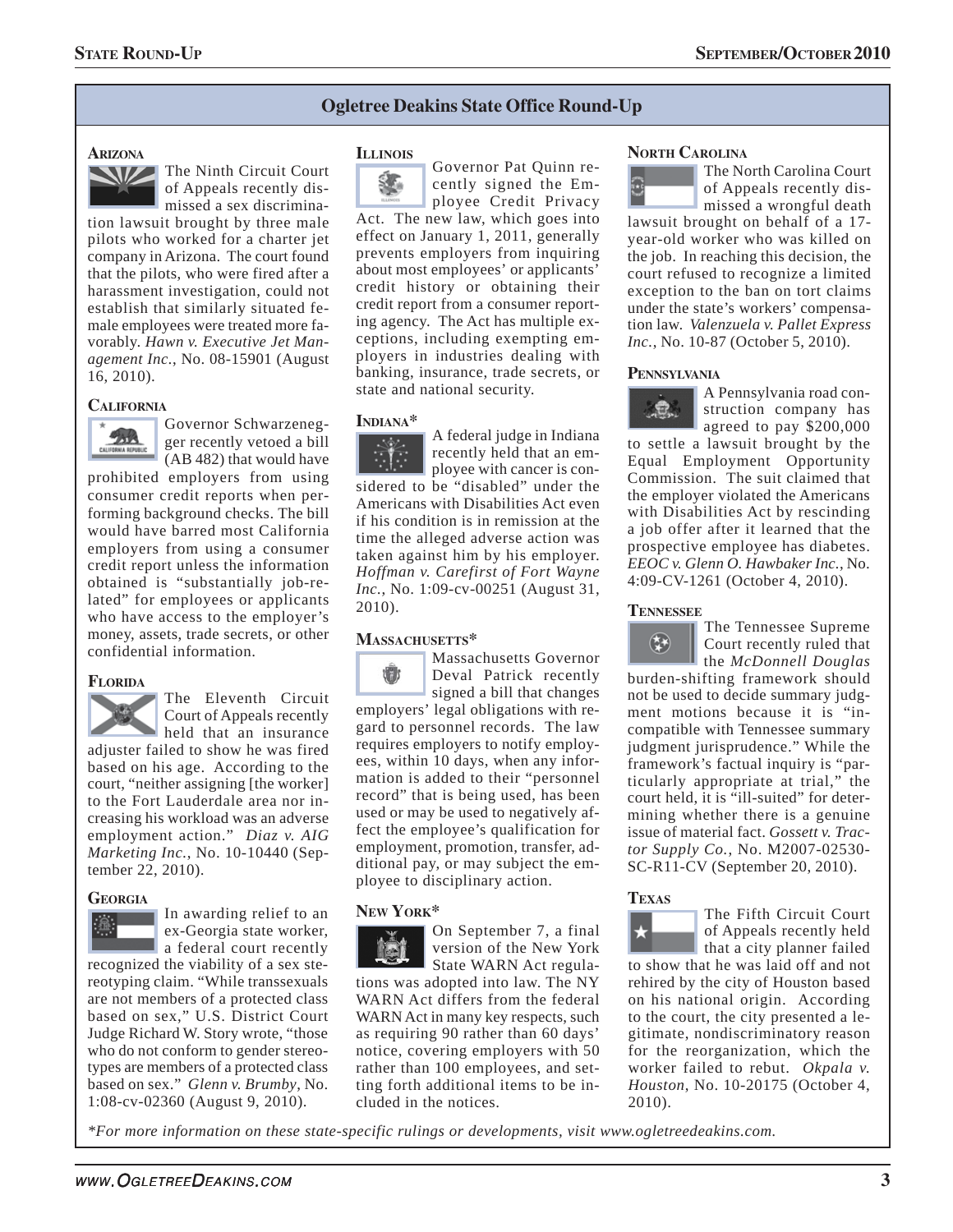## Ogletree Deakins State Office Round-Up

### Arizona

The Ninth Circuit Court of Appeals recently dismissed a sex discrimination lawsuit brought by three male pilots who worked for a charter jet company in Arizona. The court found that the pilots, who were fired after a harassment investigation, could not establish that similarly situated female employees were treated more favorably. *Hawn v. Executive Jet Management Inc.*, No. 08-15901 (August 16, 2010).

### California

Governor Schwarzenegger recently vetoed a bill (AB 482) that would have prohibited employers from using consumer credit reports when performing background checks. The bill would have barred most California employers from using a consumer credit report unless the information obtained is "substantially job-related" for employees or applicants who have access to the employer's money, assets, trade secrets, or other confidential information.

### Florida

The Eleventh Circuit Court of Appeals recently held that an insurance adjuster failed to show he was fired based on his age. According to the court, "neither assigning [the worker] to the Fort Lauderdale area nor increasing his workload was an adverse employment action." *Diaz v. AIG Marketing Inc.*, No. 10-10440 (September 22, 2010).

### Georgia

In awarding relief to an ex-Georgia state worker, a federal court recently recognized the viability of a sex stereotyping claim. "While transsexuals are not members of a protected class based on sex," U.S. District Court Judge Richard W. Story wrote, "those who do not conform to gender stereotypes are members of a protected class based on sex." *Glenn v. Brumby*, No. 1:08-cv-02360 (August 9, 2010).

### Illinois

Governor Pat Quinn recently signed the Employee Credit Privacy Act. The new law, which goes into effect on January 1, 2011, generally prevents employers from inquiring about most employees' or applicants' credit history or obtaining their credit report from a consumer reporting agency. The Act has multiple exceptions, including exempting employers in industries dealing with banking, insurance, trade secrets, or state and national security.

### Indiana*

A federal judge in Indiana recently held that an employee with cancer is considered to be "disabled" under the Americans with Disabilities Act even if his condition is in remission at the time the alleged adverse action was taken against him by his employer. *Hoffman v. Carefirst of Fort Wayne Inc.*, No. 1:09-cv-00251 (August 31, 2010).

### Massachusetts*

Massachusetts Governor Deval Patrick recently signed a bill that changes employers' legal obligations with regard to personnel records. The law requires employers to notify employees, within 10 days, when any information is added to their "personnel record" that is being used, has been used or may be used to negatively affect the employee's qualification for employment, promotion, transfer, additional pay, or may subject the employee to disciplinary action.

### New York*

On September 7, a final version of the New York State WARN Act regulations was adopted into law. The NY WARN Act differs from the federal WARN Act in many key respects, such as requiring 90 rather than 60 days' notice, covering employers with 50 rather than 100 employees, and setting forth additional items to be included in the notices.

### North Carolina

The North Carolina Court of Appeals recently dismissed a wrongful death lawsuit brought on behalf of a 17-year-old worker who was killed on the job. In reaching this decision, the court refused to recognize a limited exception to the ban on tort claims under the state's workers' compensation law. *Valenzuela v. Pallet Express Inc.*, No. 10-87 (October 5, 2010).

### Pennsylvania

A Pennsylvania road construction company has agreed to pay $200,000 to settle a lawsuit brought by the Equal Employment Opportunity Commission. The suit claimed that the employer violated the Americans with Disabilities Act by rescinding a job offer after it learned that the prospective employee has diabetes. *EEOC v. Glenn O. Hawbaker Inc.*, No. 4:09-CV-1261 (October 4, 2010).

### Tennessee

The Tennessee Supreme Court recently ruled that the *McDonnell Douglas* burden-shifting framework should not be used to decide summary judgment motions because it is "incompatible with Tennessee summary judgment jurisprudence." While the framework's factual inquiry is "particularly appropriate at trial," the court held, it is "ill-suited" for determining whether there is a genuine issue of material fact. *Gossett v. Tractor Supply Co.*, No. M2007-02530-SC-R11-CV (September 20, 2010).

### Texas

The Fifth Circuit Court of Appeals recently held that a city planner failed to show that he was laid off and not rehired by the city of Houston based on his national origin. According to the court, the city presented a legitimate, nondiscriminatory reason for the reorganization, which the worker failed to rebut. *Okpala v. Houston*, No. 10-20175 (October 4, 2010).

*\*For more information on these state-specific rulings or developments, visit www.ogletreedeakins.com.*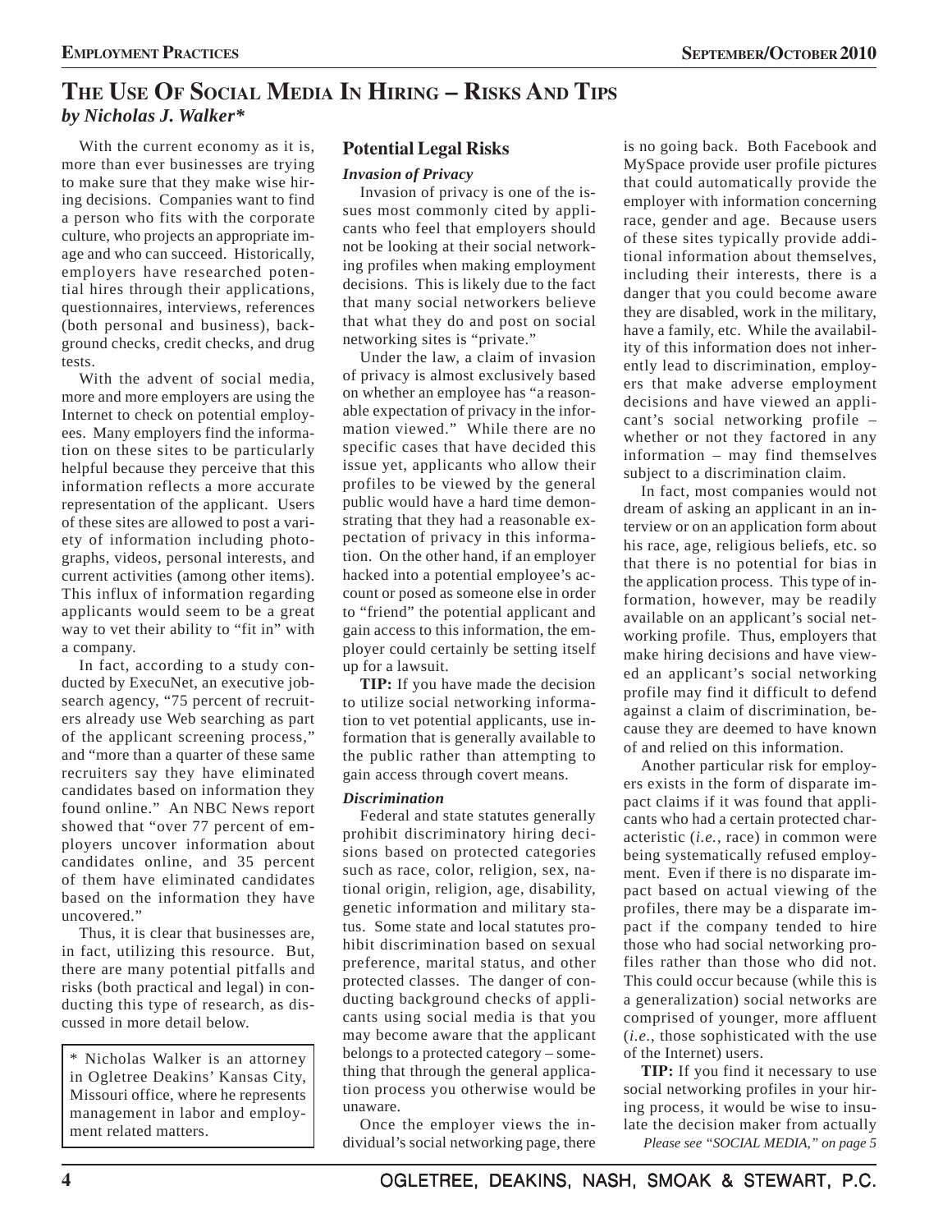# The Use Of Social Media In Hiring – Risks And Tips

***by Nicholas J. Walker****

With the current economy as it is, more than ever businesses are trying to make sure that they make wise hiring decisions. Companies want to find a person who fits with the corporate culture, who projects an appropriate image and who can succeed. Historically, employers have researched potential hires through their applications, questionnaires, interviews, references (both personal and business), background checks, credit checks, and drug tests.

With the advent of social media, more and more employers are using the Internet to check on potential employees. Many employers find the information on these sites to be particularly helpful because they perceive that this information reflects a more accurate representation of the applicant. Users of these sites are allowed to post a variety of information including photographs, videos, personal interests, and current activities (among other items). This influx of information regarding applicants would seem to be a great way to vet their ability to "fit in" with a company.

In fact, according to a study conducted by ExecuNet, an executive job-search agency, "75 percent of recruiters already use Web searching as part of the applicant screening process," and "more than a quarter of these same recruiters say they have eliminated candidates based on information they found online." An NBC News report showed that "over 77 percent of employers uncover information about candidates online, and 35 percent of them have eliminated candidates based on the information they have uncovered."

Thus, it is clear that businesses are, in fact, utilizing this resource. But, there are many potential pitfalls and risks (both practical and legal) in conducting this type of research, as discussed in more detail below.

\* Nicholas Walker is an attorney in Ogletree Deakins' Kansas City, Missouri office, where he represents management in labor and employment related matters.

## Potential Legal Risks

### *Invasion of Privacy*

Invasion of privacy is one of the issues most commonly cited by applicants who feel that employers should not be looking at their social networking profiles when making employment decisions. This is likely due to the fact that many social networkers believe that what they do and post on social networking sites is "private."

Under the law, a claim of invasion of privacy is almost exclusively based on whether an employee has "a reasonable expectation of privacy in the information viewed." While there are no specific cases that have decided this issue yet, applicants who allow their profiles to be viewed by the general public would have a hard time demonstrating that they had a reasonable expectation of privacy in this information. On the other hand, if an employer hacked into a potential employee's account or posed as someone else in order to "friend" the potential applicant and gain access to this information, the employer could certainly be setting itself up for a lawsuit.

**TIP:** If you have made the decision to utilize social networking information to vet potential applicants, use information that is generally available to the public rather than attempting to gain access through covert means.

### *Discrimination*

Federal and state statutes generally prohibit discriminatory hiring decisions based on protected categories such as race, color, religion, sex, national origin, religion, age, disability, genetic information and military status. Some state and local statutes prohibit discrimination based on sexual preference, marital status, and other protected classes. The danger of conducting background checks of applicants using social media is that you may become aware that the applicant belongs to a protected category – something that through the general application process you otherwise would be unaware.

Once the employer views the individual's social networking page, there is no going back. Both Facebook and MySpace provide user profile pictures that could automatically provide the employer with information concerning race, gender and age. Because users of these sites typically provide additional information about themselves, including their interests, there is a danger that you could become aware they are disabled, work in the military, have a family, etc. While the availability of this information does not inherently lead to discrimination, employers that make adverse employment decisions and have viewed an applicant's social networking profile – whether or not they factored in any information – may find themselves subject to a discrimination claim.

In fact, most companies would not dream of asking an applicant in an interview or on an application form about his race, age, religious beliefs, etc. so that there is no potential for bias in the application process. This type of information, however, may be readily available on an applicant's social networking profile. Thus, employers that make hiring decisions and have viewed an applicant's social networking profile may find it difficult to defend against a claim of discrimination, because they are deemed to have known of and relied on this information.

Another particular risk for employers exists in the form of disparate impact claims if it was found that applicants who had a certain protected characteristic (*i.e.*, race) in common were being systematically refused employment. Even if there is no disparate impact based on actual viewing of the profiles, there may be a disparate impact if the company tended to hire those who had social networking profiles rather than those who did not. This could occur because (while this is a generalization) social networks are comprised of younger, more affluent (*i.e.*, those sophisticated with the use of the Internet) users.

**TIP:** If you find it necessary to use social networking profiles in your hiring process, it would be wise to insulate the decision maker from actually

*Please see "SOCIAL MEDIA," on page 5*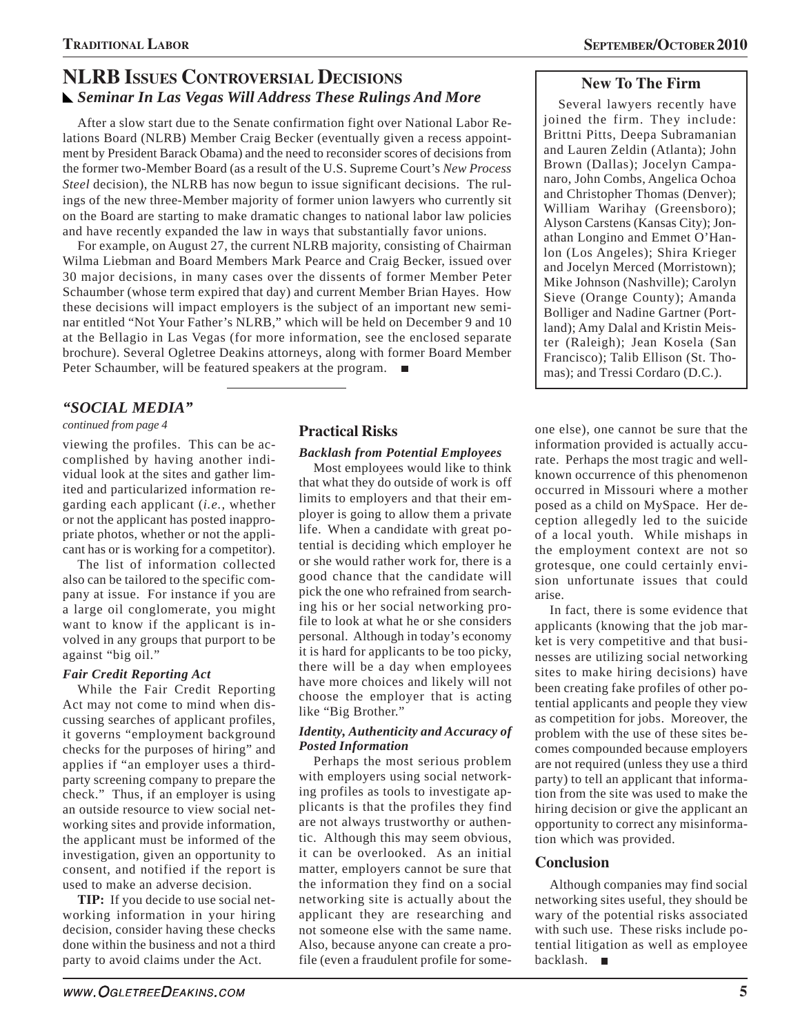## NLRB Issues Controversial Decisions

### *Seminar In Las Vegas Will Address These Rulings And More*

After a slow start due to the Senate confirmation fight over National Labor Relations Board (NLRB) Member Craig Becker (eventually given a recess appointment by President Barack Obama) and the need to reconsider scores of decisions from the former two-Member Board (as a result of the U.S. Supreme Court's *New Process Steel* decision), the NLRB has now begun to issue significant decisions. The rulings of the new three-Member majority of former union lawyers who currently sit on the Board are starting to make dramatic changes to national labor law policies and have recently expanded the law in ways that substantially favor unions.

For example, on August 27, the current NLRB majority, consisting of Chairman Wilma Liebman and Board Members Mark Pearce and Craig Becker, issued over 30 major decisions, in many cases over the dissents of former Member Peter Schaumber (whose term expired that day) and current Member Brian Hayes. How these decisions will impact employers is the subject of an important new seminar entitled "Not Your Father's NLRB," which will be held on December 9 and 10 at the Bellagio in Las Vegas (for more information, see the enclosed separate brochure). Several Ogletree Deakins attorneys, along with former Board Member Peter Schaumber, will be featured speakers at the program. ■

### New To The Firm

Several lawyers recently have joined the firm. They include: Brittni Pitts, Deepa Subramanian and Lauren Zeldin (Atlanta); John Brown (Dallas); Jocelyn Campanaro, John Combs, Angelica Ochoa and Christopher Thomas (Denver); William Warihay (Greensboro); Alyson Carstens (Kansas City); Jonathan Longino and Emmet O'Hanlon (Los Angeles); Shira Krieger and Jocelyn Merced (Morristown); Mike Johnson (Nashville); Carolyn Sieve (Orange County); Amanda Bolliger and Nadine Gartner (Portland); Amy Dalal and Kristin Meister (Raleigh); Jean Kosela (San Francisco); Talib Ellison (St. Thomas); and Tressi Cordaro (D.C.).

## *"SOCIAL MEDIA"*

*continued from page 4*

viewing the profiles. This can be accomplished by having another individual look at the sites and gather limited and particularized information regarding each applicant (*i.e.*, whether or not the applicant has posted inappropriate photos, whether or not the applicant has or is working for a competitor).

The list of information collected also can be tailored to the specific company at issue. For instance if you are a large oil conglomerate, you might want to know if the applicant is involved in any groups that purport to be against "big oil."

#### *Fair Credit Reporting Act*

While the Fair Credit Reporting Act may not come to mind when discussing searches of applicant profiles, it governs "employment background checks for the purposes of hiring" and applies if "an employer uses a third-party screening company to prepare the check." Thus, if an employer is using an outside resource to view social networking sites and provide information, the applicant must be informed of the investigation, given an opportunity to consent, and notified if the report is used to make an adverse decision.

**TIP:** If you decide to use social networking information in your hiring decision, consider having these checks done within the business and not a third party to avoid claims under the Act.

### Practical Risks

#### *Backlash from Potential Employees*

Most employees would like to think that what they do outside of work is off limits to employers and that their employer is going to allow them a private life. When a candidate with great potential is deciding which employer he or she would rather work for, there is a good chance that the candidate will pick the one who refrained from searching his or her social networking profile to look at what he or she considers personal. Although in today's economy it is hard for applicants to be too picky, there will be a day when employees have more choices and likely will not choose the employer that is acting like "Big Brother."

#### *Identity, Authenticity and Accuracy of Posted Information*

Perhaps the most serious problem with employers using social networking profiles as tools to investigate applicants is that the profiles they find are not always trustworthy or authentic. Although this may seem obvious, it can be overlooked. As an initial matter, employers cannot be sure that the information they find on a social networking site is actually about the applicant they are researching and not someone else with the same name. Also, because anyone can create a profile (even a fraudulent profile for someone else), one cannot be sure that the information provided is actually accurate. Perhaps the most tragic and well-known occurrence of this phenomenon occurred in Missouri where a mother posed as a child on MySpace. Her deception allegedly led to the suicide of a local youth. While mishaps in the employment context are not so grotesque, one could certainly envision unfortunate issues that could arise.

In fact, there is some evidence that applicants (knowing that the job market is very competitive and that businesses are utilizing social networking sites to make hiring decisions) have been creating fake profiles of other potential applicants and people they view as competition for jobs. Moreover, the problem with the use of these sites becomes compounded because employers are not required (unless they use a third party) to tell an applicant that information from the site was used to make the hiring decision or give the applicant an opportunity to correct any misinformation which was provided.

### Conclusion

Although companies may find social networking sites useful, they should be wary of the potential risks associated with such use. These risks include potential litigation as well as employee backlash. ■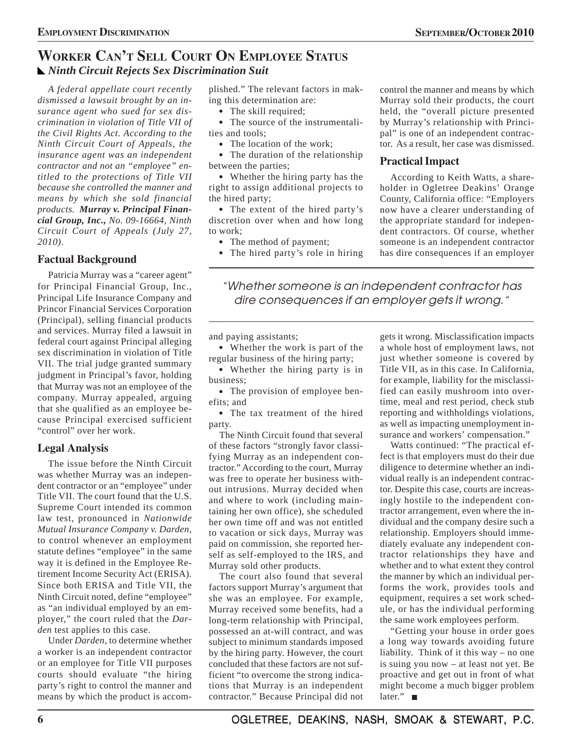# Worker Can't Sell Court On Employee Status

## Ninth Circuit Rejects Sex Discrimination Suit

*A federal appellate court recently dismissed a lawsuit brought by an insurance agent who sued for sex discrimination in violation of Title VII of the Civil Rights Act. According to the Ninth Circuit Court of Appeals, the insurance agent was an independent contractor and not an "employee" entitled to the protections of Title VII because she controlled the manner and means by which she sold financial products.* ***Murray v. Principal Financial Group, Inc.,*** *No. 09-16664, Ninth Circuit Court of Appeals (July 27, 2010).*

### Factual Background

Patricia Murray was a "career agent" for Principal Financial Group, Inc., Principal Life Insurance Company and Princor Financial Services Corporation (Principal), selling financial products and services. Murray filed a lawsuit in federal court against Principal alleging sex discrimination in violation of Title VII. The trial judge granted summary judgment in Principal's favor, holding that Murray was not an employee of the company. Murray appealed, arguing that she qualified as an employee because Principal exercised sufficient "control" over her work.

### Legal Analysis

The issue before the Ninth Circuit was whether Murray was an independent contractor or an "employee" under Title VII. The court found that the U.S. Supreme Court intended its common law test, pronounced in *Nationwide Mutual Insurance Company v. Darden,* to control whenever an employment statute defines "employee" in the same way it is defined in the Employee Retirement Income Security Act (ERISA). Since both ERISA and Title VII, the Ninth Circuit noted, define "employee" as "an individual employed by an employer," the court ruled that the *Darden* test applies to this case.

Under *Darden*, to determine whether a worker is an independent contractor or an employee for Title VII purposes courts should evaluate "the hiring party's right to control the manner and means by which the product is accomplished." The relevant factors in making this determination are:

- The skill required;
- The source of the instrumentalities and tools;
- The location of the work;
- The duration of the relationship between the parties;
- Whether the hiring party has the right to assign additional projects to the hired party;
- The extent of the hired party's discretion over when and how long to work;
- The method of payment;
- The hired party's role in hiring and paying assistants;
- Whether the work is part of the regular business of the hiring party;
- Whether the hiring party is in business;
- The provision of employee benefits; and
- The tax treatment of the hired party.

The Ninth Circuit found that several of these factors "strongly favor classifying Murray as an independent contractor." According to the court, Murray was free to operate her business without intrusions. Murray decided when and where to work (including maintaining her own office), she scheduled her own time off and was not entitled to vacation or sick days, Murray was paid on commission, she reported herself as self-employed to the IRS, and Murray sold other products.

The court also found that several factors support Murray's argument that she was an employee. For example, Murray received some benefits, had a long-term relationship with Principal, possessed an at-will contract, and was subject to minimum standards imposed by the hiring party. However, the court concluded that these factors are not sufficient "to overcome the strong indications that Murray is an independent contractor." Because Principal did not control the manner and means by which Murray sold their products, the court held, the "overall picture presented by Murray's relationship with Principal" is one of an independent contractor. As a result, her case was dismissed.

### Practical Impact

According to Keith Watts, a shareholder in Ogletree Deakins' Orange County, California office: "Employers now have a clearer understanding of the appropriate standard for independent contractors. Of course, whether someone is an independent contractor has dire consequences if an employer gets it wrong. Misclassification impacts a whole host of employment laws, not just whether someone is covered by Title VII, as in this case. In California, for example, liability for the misclassified can easily mushroom into overtime, meal and rest period, check stub reporting and withholdings violations, as well as impacting unemployment insurance and workers' compensation."

*"Whether someone is an independent contractor has dire consequences if an employer gets it wrong."*

Watts continued: "The practical effect is that employers must do their due diligence to determine whether an individual really is an independent contractor. Despite this case, courts are increasingly hostile to the independent contractor arrangement, even where the individual and the company desire such a relationship. Employers should immediately evaluate any independent contractor relationships they have and whether and to what extent they control the manner by which an individual performs the work, provides tools and equipment, requires a set work schedule, or has the individual performing the same work employees perform.

"Getting your house in order goes a long way towards avoiding future liability. Think of it this way – no one is suing you now – at least not yet. Be proactive and get out in front of what might become a much bigger problem later." ■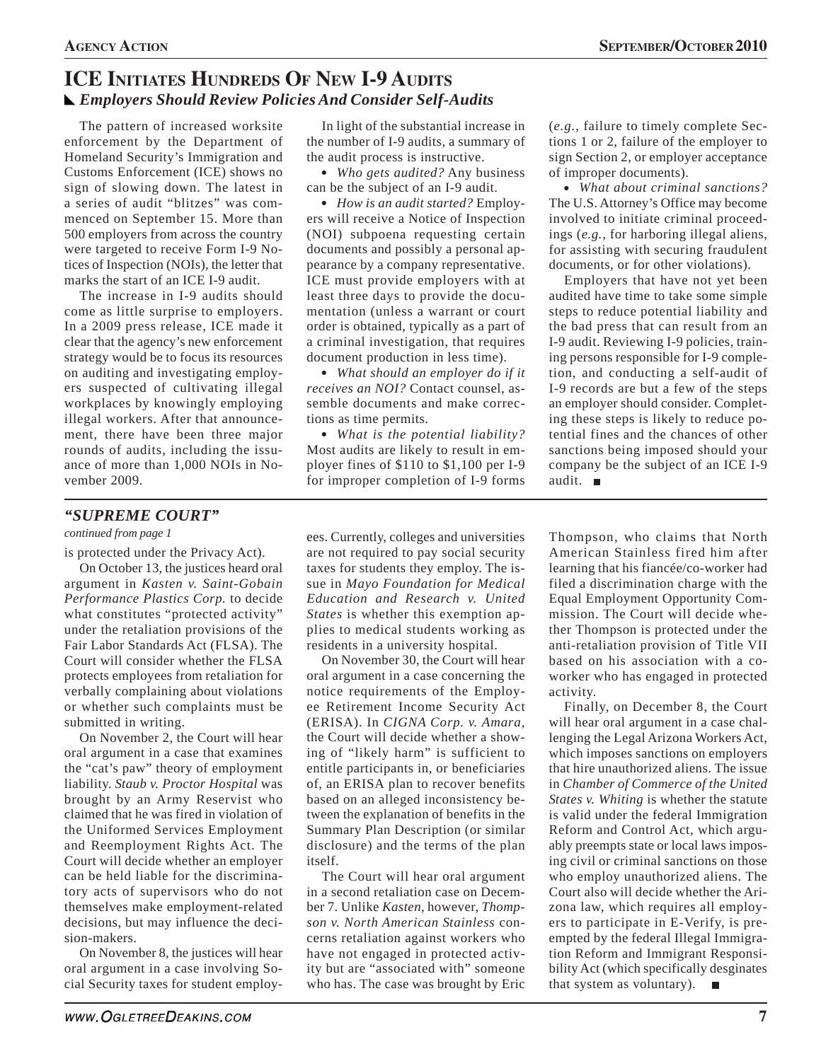## ICE Initiates Hundreds Of New I-9 Audits

### *Employers Should Review Policies And Consider Self-Audits*

The pattern of increased worksite enforcement by the Department of Homeland Security's Immigration and Customs Enforcement (ICE) shows no sign of slowing down. The latest in a series of audit "blitzes" was commenced on September 15. More than 500 employers from across the country were targeted to receive Form I-9 Notices of Inspection (NOIs), the letter that marks the start of an ICE I-9 audit.

The increase in I-9 audits should come as little surprise to employers. In a 2009 press release, ICE made it clear that the agency's new enforcement strategy would be to focus its resources on auditing and investigating employers suspected of cultivating illegal workplaces by knowingly employing illegal workers. After that announcement, there have been three major rounds of audits, including the issuance of more than 1,000 NOIs in November 2009.

In light of the substantial increase in the number of I-9 audits, a summary of the audit process is instructive.

- *Who gets audited?* Any business can be the subject of an I-9 audit.
- *How is an audit started?* Employers will receive a Notice of Inspection (NOI) subpoena requesting certain documents and possibly a personal appearance by a company representative. ICE must provide employers with at least three days to provide the documentation (unless a warrant or court order is obtained, typically as a part of a criminal investigation, that requires document production in less time).
- *What should an employer do if it receives an NOI?* Contact counsel, assemble documents and make corrections as time permits.
- *What is the potential liability?* Most audits are likely to result in employer fines of $110 to $1,100 per I-9 for improper completion of I-9 forms (*e.g.*, failure to timely complete Sections 1 or 2, failure of the employer to sign Section 2, or employer acceptance of improper documents).
- *What about criminal sanctions?* The U.S. Attorney's Office may become involved to initiate criminal proceedings (*e.g.*, for harboring illegal aliens, for assisting with securing fraudulent documents, or for other violations).

Employers that have not yet been audited have time to take some simple steps to reduce potential liability and the bad press that can result from an I-9 audit. Reviewing I-9 policies, training persons responsible for I-9 completion, and conducting a self-audit of I-9 records are but a few of the steps an employer should consider. Completing these steps is likely to reduce potential fines and the chances of other sanctions being imposed should your company be the subject of an ICE I-9 audit. ■

## *"SUPREME COURT"*

*continued from page 1*

is protected under the Privacy Act).

On October 13, the justices heard oral argument in *Kasten v. Saint-Gobain Performance Plastics Corp.* to decide what constitutes "protected activity" under the retaliation provisions of the Fair Labor Standards Act (FLSA). The Court will consider whether the FLSA protects employees from retaliation for verbally complaining about violations or whether such complaints must be submitted in writing.

On November 2, the Court will hear oral argument in a case that examines the "cat's paw" theory of employment liability. *Staub v. Proctor Hospital* was brought by an Army Reservist who claimed that he was fired in violation of the Uniformed Services Employment and Reemployment Rights Act. The Court will decide whether an employer can be held liable for the discriminatory acts of supervisors who do not themselves make employment-related decisions, but may influence the decision-makers.

On November 8, the justices will hear oral argument in a case involving Social Security taxes for student employees. Currently, colleges and universities are not required to pay social security taxes for students they employ. The issue in *Mayo Foundation for Medical Education and Research v. United States* is whether this exemption applies to medical students working as residents in a university hospital.

On November 30, the Court will hear oral argument in a case concerning the notice requirements of the Employee Retirement Income Security Act (ERISA). In *CIGNA Corp. v. Amara*, the Court will decide whether a showing of "likely harm" is sufficient to entitle participants in, or beneficiaries of, an ERISA plan to recover benefits based on an alleged inconsistency between the explanation of benefits in the Summary Plan Description (or similar disclosure) and the terms of the plan itself.

The Court will hear oral argument in a second retaliation case on December 7. Unlike *Kasten*, however, *Thompson v. North American Stainless* concerns retaliation against workers who have not engaged in protected activity but are "associated with" someone who has. The case was brought by Eric Thompson, who claims that North American Stainless fired him after learning that his fiancée/co-worker had filed a discrimination charge with the Equal Employment Opportunity Commission. The Court will decide whether Thompson is protected under the anti-retaliation provision of Title VII based on his association with a coworker who has engaged in protected activity.

Finally, on December 8, the Court will hear oral argument in a case challenging the Legal Arizona Workers Act, which imposes sanctions on employers that hire unauthorized aliens. The issue in *Chamber of Commerce of the United States v. Whiting* is whether the statute is valid under the federal Immigration Reform and Control Act, which arguably preempts state or local laws imposing civil or criminal sanctions on those who employ unauthorized aliens. The Court also will decide whether the Arizona law, which requires all employers to participate in E-Verify, is preempted by the federal Illegal Immigration Reform and Immigrant Responsibility Act (which specifically desginates that system as voluntary). ■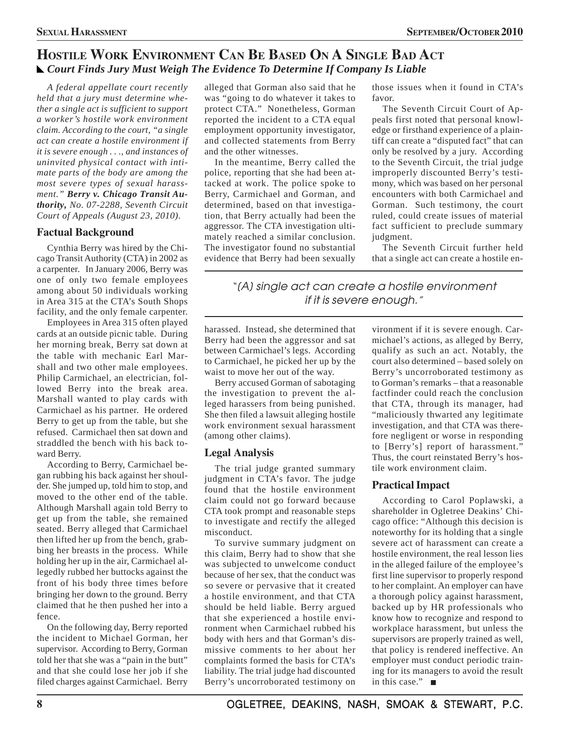# Hostile Work Environment Can Be Based On A Single Bad Act

### *Court Finds Jury Must Weigh The Evidence To Determine If Company Is Liable*

*A federal appellate court recently held that a jury must determine whether a single act is sufficient to support a worker's hostile work environment claim. According to the court, "a single act can create a hostile environment if it is severe enough . . ., and instances of uninvited physical contact with intimate parts of the body are among the most severe types of sexual harassment."* ***Berry v. Chicago Transit Authority,*** *No. 07-2288, Seventh Circuit Court of Appeals (August 23, 2010).*

## Factual Background

Cynthia Berry was hired by the Chicago Transit Authority (CTA) in 2002 as a carpenter. In January 2006, Berry was one of only two female employees among about 50 individuals working in Area 315 at the CTA's South Shops facility, and the only female carpenter.

Employees in Area 315 often played cards at an outside picnic table. During her morning break, Berry sat down at the table with mechanic Earl Marshall and two other male employees. Philip Carmichael, an electrician, followed Berry into the break area. Marshall wanted to play cards with Carmichael as his partner. He ordered Berry to get up from the table, but she refused. Carmichael then sat down and straddled the bench with his back toward Berry.

According to Berry, Carmichael began rubbing his back against her shoulder. She jumped up, told him to stop, and moved to the other end of the table. Although Marshall again told Berry to get up from the table, she remained seated. Berry alleged that Carmichael then lifted her up from the bench, grabbing her breasts in the process. While holding her up in the air, Carmichael allegedly rubbed her buttocks against the front of his body three times before bringing her down to the ground. Berry claimed that he then pushed her into a fence.

On the following day, Berry reported the incident to Michael Gorman, her supervisor. According to Berry, Gorman told her that she was a "pain in the butt" and that she could lose her job if she filed charges against Carmichael. Berry alleged that Gorman also said that he was "going to do whatever it takes to protect CTA." Nonetheless, Gorman reported the incident to a CTA equal employment opportunity investigator, and collected statements from Berry and the other witnesses.

In the meantime, Berry called the police, reporting that she had been attacked at work. The police spoke to Berry, Carmichael and Gorman, and determined, based on that investigation, that Berry actually had been the aggressor. The CTA investigation ultimately reached a similar conclusion. The investigator found no substantial evidence that Berry had been sexually harassed. Instead, she determined that Berry had been the aggressor and sat between Carmichael's legs. According to Carmichael, he picked her up by the waist to move her out of the way.

Berry accused Gorman of sabotaging the investigation to prevent the alleged harassers from being punished. She then filed a lawsuit alleging hostile work environment sexual harassment (among other claims).

## Legal Analysis

The trial judge granted summary judgment in CTA's favor. The judge found that the hostile environment claim could not go forward because CTA took prompt and reasonable steps to investigate and rectify the alleged misconduct.

To survive summary judgment on this claim, Berry had to show that she was subjected to unwelcome conduct because of her sex, that the conduct was so severe or pervasive that it created a hostile environment, and that CTA should be held liable. Berry argued that she experienced a hostile environment when Carmichael rubbed his body with hers and that Gorman's dismissive comments to her about her complaints formed the basis for CTA's liability. The trial judge had discounted Berry's uncorroborated testimony on those issues when it found in CTA's favor.

The Seventh Circuit Court of Appeals first noted that personal knowledge or firsthand experience of a plaintiff can create a "disputed fact" that can only be resolved by a jury. According to the Seventh Circuit, the trial judge improperly discounted Berry's testimony, which was based on her personal encounters with both Carmichael and Gorman. Such testimony, the court ruled, could create issues of material fact sufficient to preclude summary judgment.

The Seventh Circuit further held that a single act can create a hostile environment if it is severe enough. Carmichael's actions, as alleged by Berry, qualify as such an act. Notably, the court also determined – based solely on Berry's uncorroborated testimony as to Gorman's remarks – that a reasonable factfinder could reach the conclusion that CTA, through its manager, had "maliciously thwarted any legitimate investigation, and that CTA was therefore negligent or worse in responding to [Berry's] report of harassment." Thus, the court reinstated Berry's hostile work environment claim.

> *"(A) single act can create a hostile environment if it is severe enough."*

## Practical Impact

According to Carol Poplawski, a shareholder in Ogletree Deakins' Chicago office: "Although this decision is noteworthy for its holding that a single severe act of harassment can create a hostile environment, the real lesson lies in the alleged failure of the employee's first line supervisor to properly respond to her complaint. An employer can have a thorough policy against harassment, backed up by HR professionals who know how to recognize and respond to workplace harassment, but unless the supervisors are properly trained as well, that policy is rendered ineffective. An employer must conduct periodic training for its managers to avoid the result in this case." ■